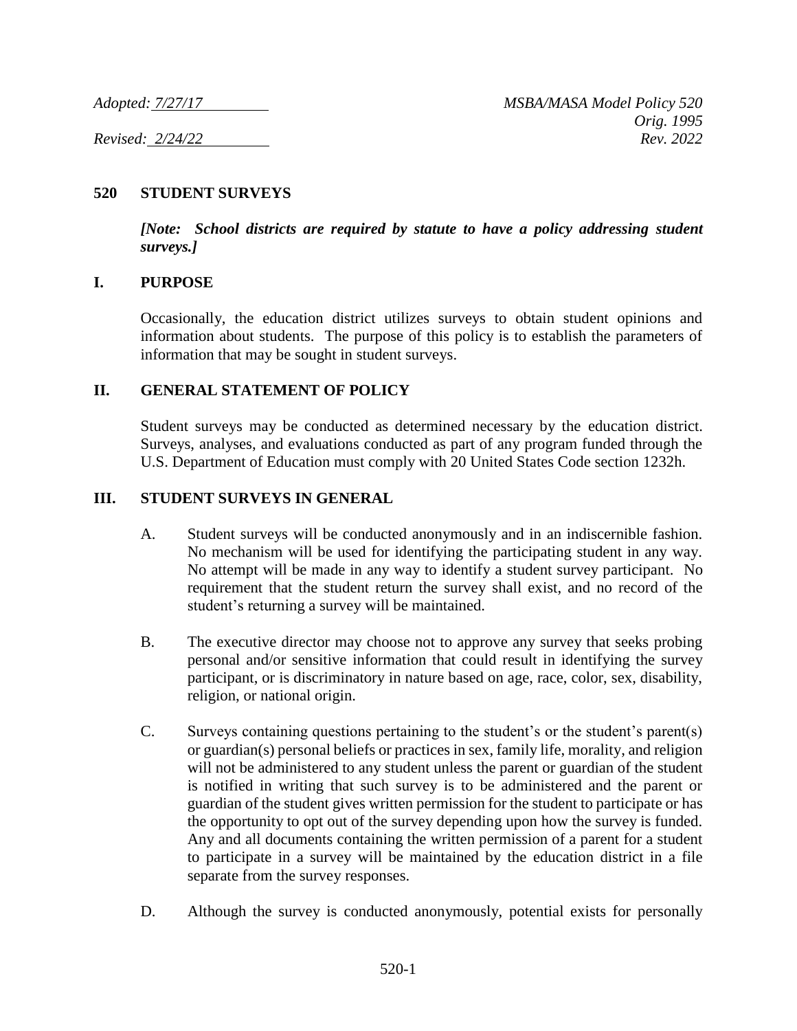Adopted: 7/27/17 MSBA/MASA Model Policy 520
Orig. 1995
Revised: 2/24/22 Rev. 2022

# 520 STUDENT SURVEYS

***[Note: School districts are required by statute to have a policy addressing student surveys.]***

## I. PURPOSE

Occasionally, the education district utilizes surveys to obtain student opinions and information about students. The purpose of this policy is to establish the parameters of information that may be sought in student surveys.

## II. GENERAL STATEMENT OF POLICY

Student surveys may be conducted as determined necessary by the education district. Surveys, analyses, and evaluations conducted as part of any program funded through the U.S. Department of Education must comply with 20 United States Code section 1232h.

## III. STUDENT SURVEYS IN GENERAL

A. Student surveys will be conducted anonymously and in an indiscernible fashion. No mechanism will be used for identifying the participating student in any way. No attempt will be made in any way to identify a student survey participant. No requirement that the student return the survey shall exist, and no record of the student's returning a survey will be maintained.

B. The executive director may choose not to approve any survey that seeks probing personal and/or sensitive information that could result in identifying the survey participant, or is discriminatory in nature based on age, race, color, sex, disability, religion, or national origin.

C. Surveys containing questions pertaining to the student's or the student's parent(s) or guardian(s) personal beliefs or practices in sex, family life, morality, and religion will not be administered to any student unless the parent or guardian of the student is notified in writing that such survey is to be administered and the parent or guardian of the student gives written permission for the student to participate or has the opportunity to opt out of the survey depending upon how the survey is funded. Any and all documents containing the written permission of a parent for a student to participate in a survey will be maintained by the education district in a file separate from the survey responses.

D. Although the survey is conducted anonymously, potential exists for personally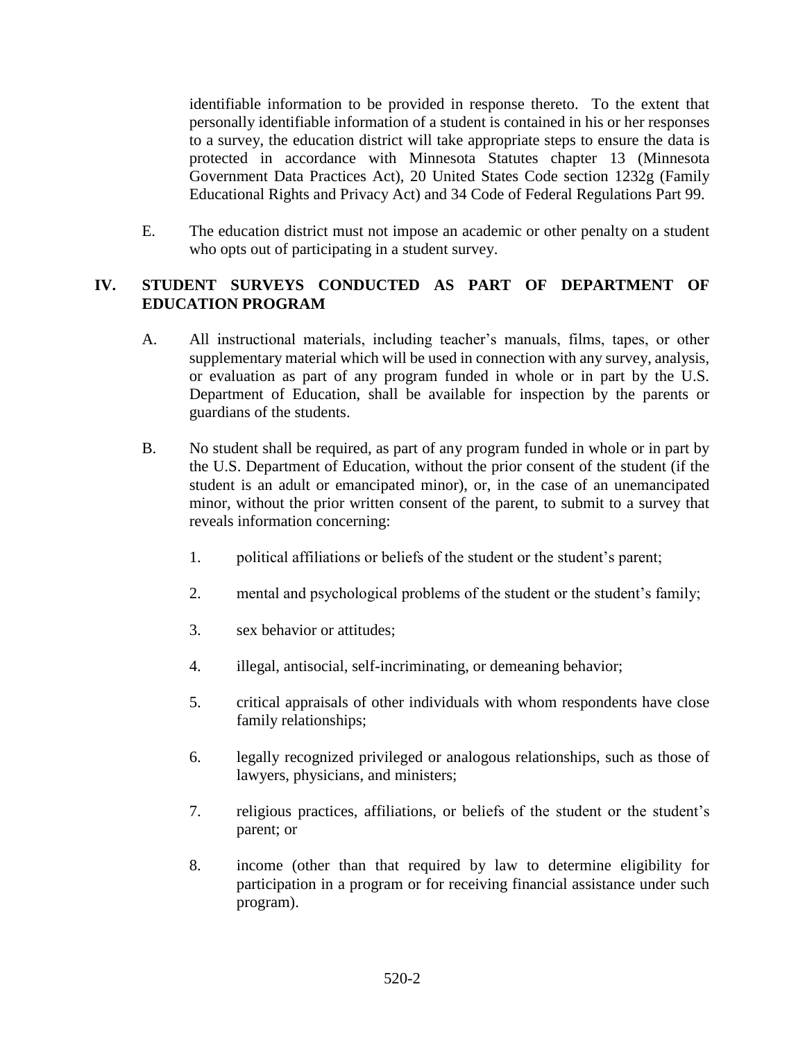identifiable information to be provided in response thereto. To the extent that personally identifiable information of a student is contained in his or her responses to a survey, the education district will take appropriate steps to ensure the data is protected in accordance with Minnesota Statutes chapter 13 (Minnesota Government Data Practices Act), 20 United States Code section 1232g (Family Educational Rights and Privacy Act) and 34 Code of Federal Regulations Part 99.

E. The education district must not impose an academic or other penalty on a student who opts out of participating in a student survey.

## IV. STUDENT SURVEYS CONDUCTED AS PART OF DEPARTMENT OF EDUCATION PROGRAM

A. All instructional materials, including teacher's manuals, films, tapes, or other supplementary material which will be used in connection with any survey, analysis, or evaluation as part of any program funded in whole or in part by the U.S. Department of Education, shall be available for inspection by the parents or guardians of the students.

B. No student shall be required, as part of any program funded in whole or in part by the U.S. Department of Education, without the prior consent of the student (if the student is an adult or emancipated minor), or, in the case of an unemancipated minor, without the prior written consent of the parent, to submit to a survey that reveals information concerning:

1. political affiliations or beliefs of the student or the student's parent;

2. mental and psychological problems of the student or the student's family;

3. sex behavior or attitudes;

4. illegal, antisocial, self-incriminating, or demeaning behavior;

5. critical appraisals of other individuals with whom respondents have close family relationships;

6. legally recognized privileged or analogous relationships, such as those of lawyers, physicians, and ministers;

7. religious practices, affiliations, or beliefs of the student or the student's parent; or

8. income (other than that required by law to determine eligibility for participation in a program or for receiving financial assistance under such program).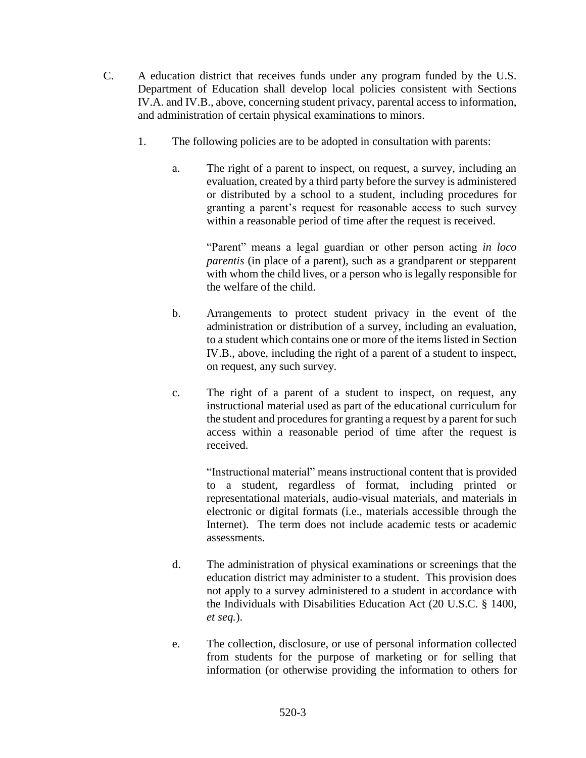C. A education district that receives funds under any program funded by the U.S. Department of Education shall develop local policies consistent with Sections IV.A. and IV.B., above, concerning student privacy, parental access to information, and administration of certain physical examinations to minors.

1. The following policies are to be adopted in consultation with parents:

   a. The right of a parent to inspect, on request, a survey, including an evaluation, created by a third party before the survey is administered or distributed by a school to a student, including procedures for granting a parent's request for reasonable access to such survey within a reasonable period of time after the request is received.

      "Parent" means a legal guardian or other person acting *in loco parentis* (in place of a parent), such as a grandparent or stepparent with whom the child lives, or a person who is legally responsible for the welfare of the child.

   b. Arrangements to protect student privacy in the event of the administration or distribution of a survey, including an evaluation, to a student which contains one or more of the items listed in Section IV.B., above, including the right of a parent of a student to inspect, on request, any such survey.

   c. The right of a parent of a student to inspect, on request, any instructional material used as part of the educational curriculum for the student and procedures for granting a request by a parent for such access within a reasonable period of time after the request is received.

      "Instructional material" means instructional content that is provided to a student, regardless of format, including printed or representational materials, audio-visual materials, and materials in electronic or digital formats (i.e., materials accessible through the Internet). The term does not include academic tests or academic assessments.

   d. The administration of physical examinations or screenings that the education district may administer to a student. This provision does not apply to a survey administered to a student in accordance with the Individuals with Disabilities Education Act (20 U.S.C. § 1400, *et seq.*).

   e. The collection, disclosure, or use of personal information collected from students for the purpose of marketing or for selling that information (or otherwise providing the information to others for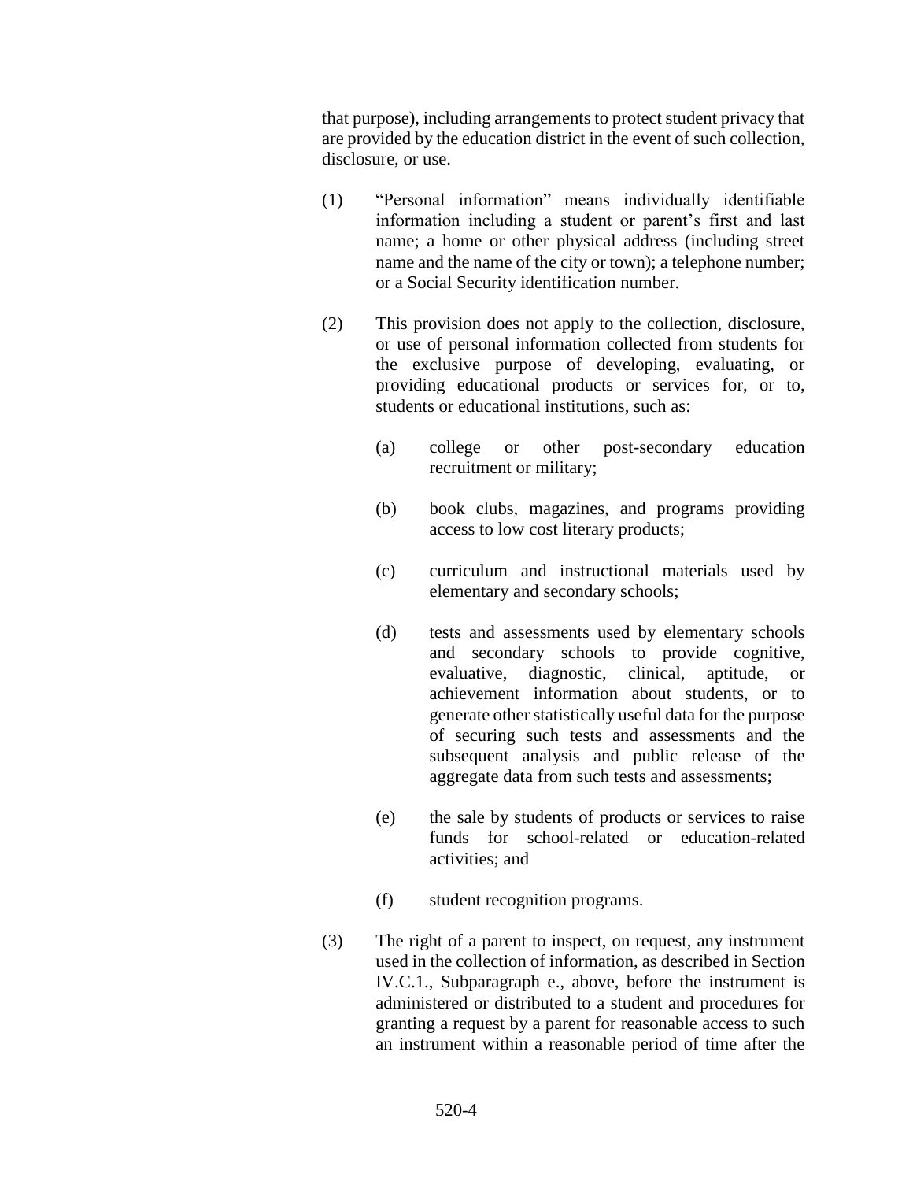that purpose), including arrangements to protect student privacy that are provided by the education district in the event of such collection, disclosure, or use.

(1) "Personal information" means individually identifiable information including a student or parent's first and last name; a home or other physical address (including street name and the name of the city or town); a telephone number; or a Social Security identification number.

(2) This provision does not apply to the collection, disclosure, or use of personal information collected from students for the exclusive purpose of developing, evaluating, or providing educational products or services for, or to, students or educational institutions, such as:

   (a) college or other post-secondary education recruitment or military;

   (b) book clubs, magazines, and programs providing access to low cost literary products;

   (c) curriculum and instructional materials used by elementary and secondary schools;

   (d) tests and assessments used by elementary schools and secondary schools to provide cognitive, evaluative, diagnostic, clinical, aptitude, or achievement information about students, or to generate other statistically useful data for the purpose of securing such tests and assessments and the subsequent analysis and public release of the aggregate data from such tests and assessments;

   (e) the sale by students of products or services to raise funds for school-related or education-related activities; and

   (f) student recognition programs.

(3) The right of a parent to inspect, on request, any instrument used in the collection of information, as described in Section IV.C.1., Subparagraph e., above, before the instrument is administered or distributed to a student and procedures for granting a request by a parent for reasonable access to such an instrument within a reasonable period of time after the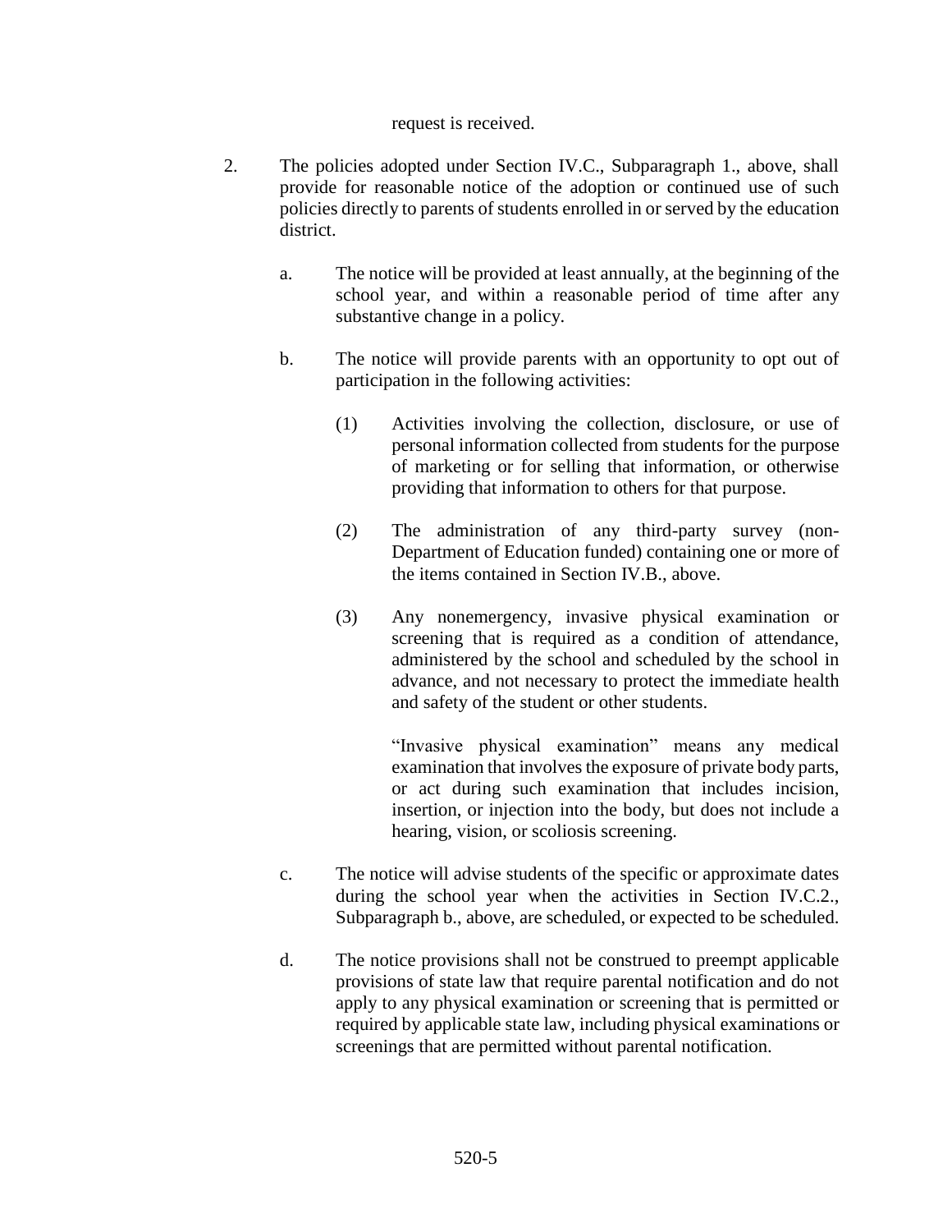request is received.

2. The policies adopted under Section IV.C., Subparagraph 1., above, shall provide for reasonable notice of the adoption or continued use of such policies directly to parents of students enrolled in or served by the education district.

   a. The notice will be provided at least annually, at the beginning of the school year, and within a reasonable period of time after any substantive change in a policy.

   b. The notice will provide parents with an opportunity to opt out of participation in the following activities:

      (1) Activities involving the collection, disclosure, or use of personal information collected from students for the purpose of marketing or for selling that information, or otherwise providing that information to others for that purpose.

      (2) The administration of any third-party survey (non-Department of Education funded) containing one or more of the items contained in Section IV.B., above.

      (3) Any nonemergency, invasive physical examination or screening that is required as a condition of attendance, administered by the school and scheduled by the school in advance, and not necessary to protect the immediate health and safety of the student or other students.

         "Invasive physical examination" means any medical examination that involves the exposure of private body parts, or act during such examination that includes incision, insertion, or injection into the body, but does not include a hearing, vision, or scoliosis screening.

   c. The notice will advise students of the specific or approximate dates during the school year when the activities in Section IV.C.2., Subparagraph b., above, are scheduled, or expected to be scheduled.

   d. The notice provisions shall not be construed to preempt applicable provisions of state law that require parental notification and do not apply to any physical examination or screening that is permitted or required by applicable state law, including physical examinations or screenings that are permitted without parental notification.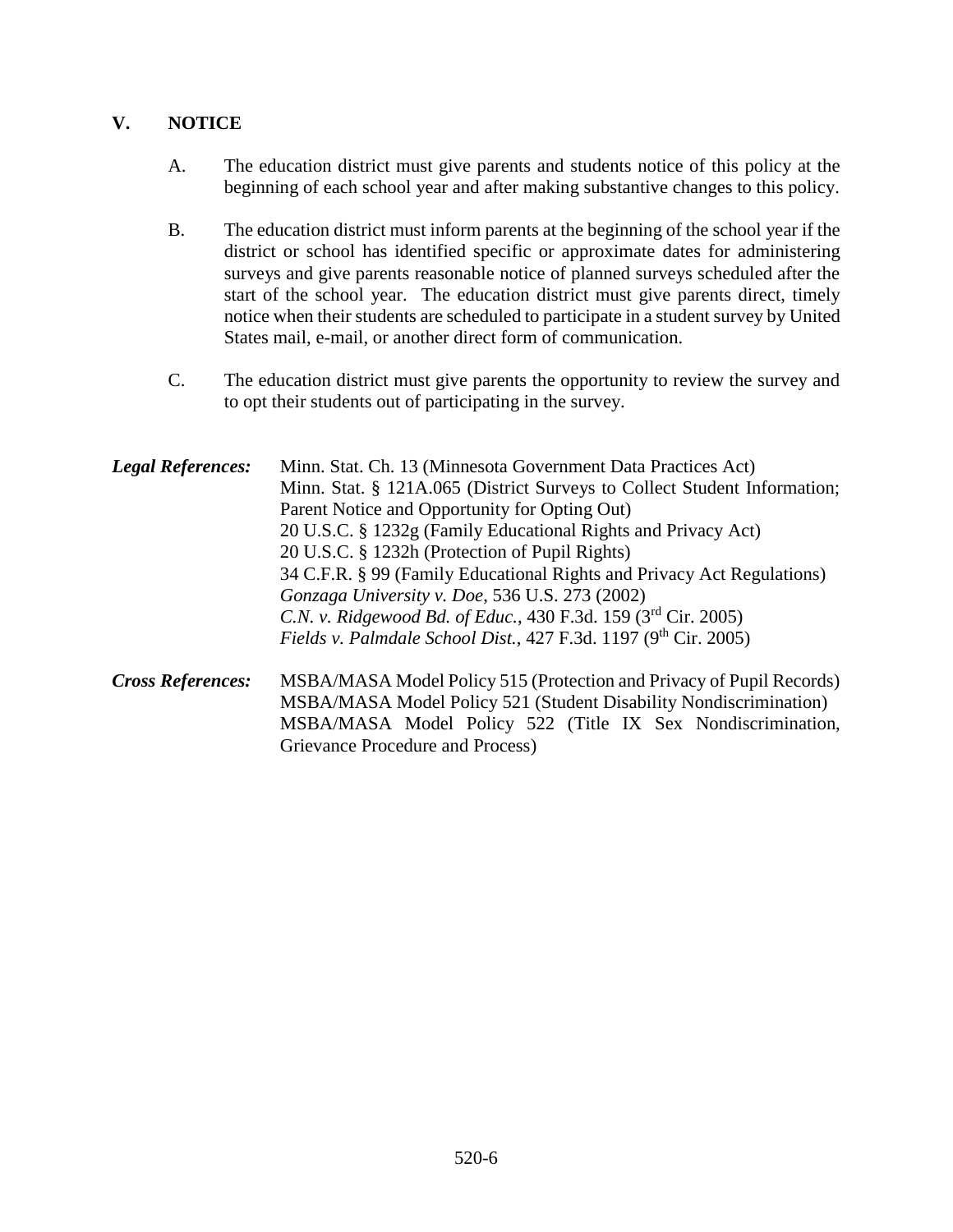## V. NOTICE

A. The education district must give parents and students notice of this policy at the beginning of each school year and after making substantive changes to this policy.

B. The education district must inform parents at the beginning of the school year if the district or school has identified specific or approximate dates for administering surveys and give parents reasonable notice of planned surveys scheduled after the start of the school year. The education district must give parents direct, timely notice when their students are scheduled to participate in a student survey by United States mail, e-mail, or another direct form of communication.

C. The education district must give parents the opportunity to review the survey and to opt their students out of participating in the survey.

***Legal References:***

Minn. Stat. Ch. 13 (Minnesota Government Data Practices Act)
Minn. Stat. § 121A.065 (District Surveys to Collect Student Information; Parent Notice and Opportunity for Opting Out)
20 U.S.C. § 1232g (Family Educational Rights and Privacy Act)
20 U.S.C. § 1232h (Protection of Pupil Rights)
34 C.F.R. § 99 (Family Educational Rights and Privacy Act Regulations)
*Gonzaga University v. Doe*, 536 U.S. 273 (2002)
*C.N. v. Ridgewood Bd. of Educ.*, 430 F.3d. 159 (3rd Cir. 2005)
*Fields v. Palmdale School Dist.*, 427 F.3d. 1197 (9th Cir. 2005)

***Cross References:***

MSBA/MASA Model Policy 515 (Protection and Privacy of Pupil Records)
MSBA/MASA Model Policy 521 (Student Disability Nondiscrimination)
MSBA/MASA Model Policy 522 (Title IX Sex Nondiscrimination, Grievance Procedure and Process)